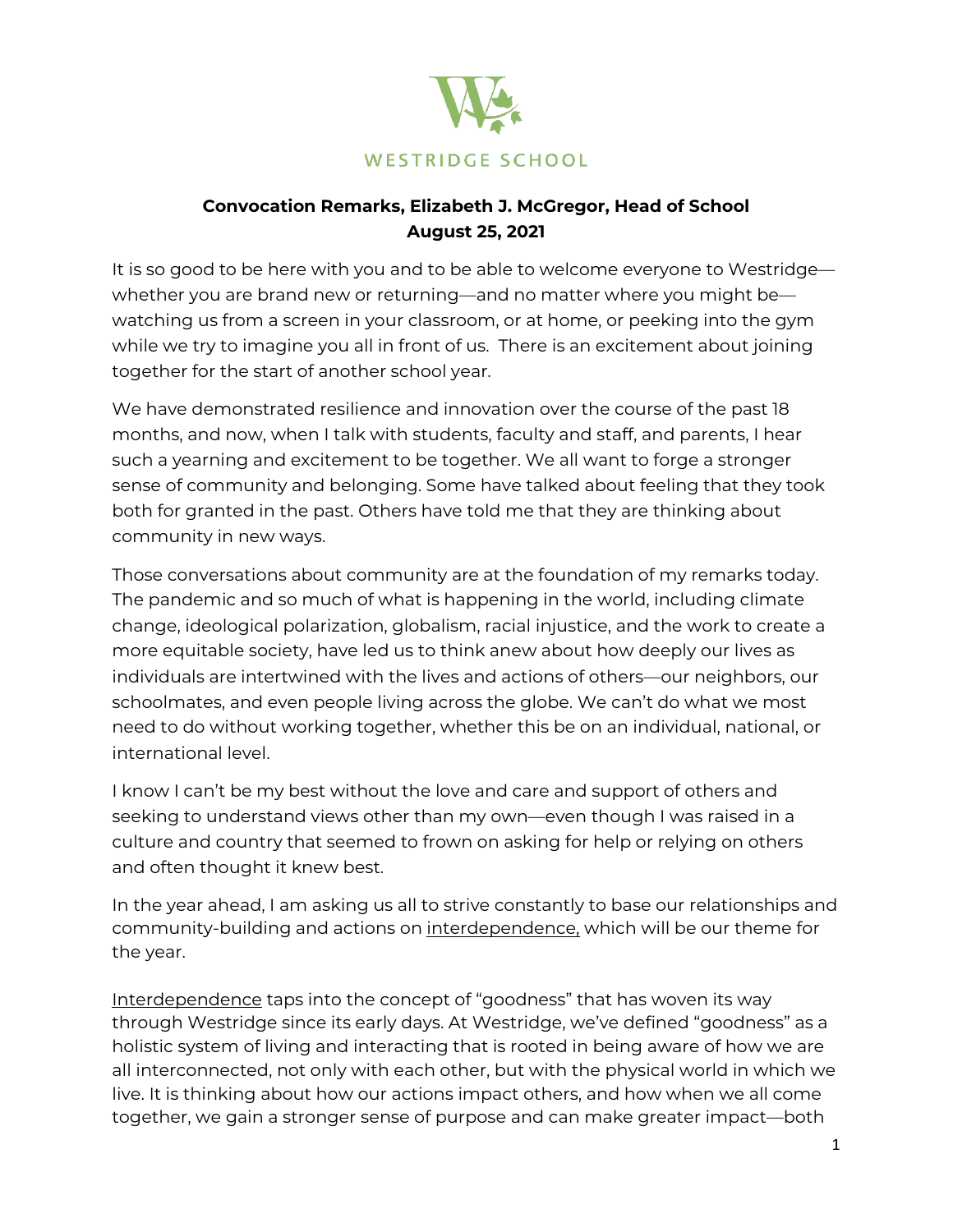WESTRIDGE SCHOOL

**Convocation Remarks, Elizabeth J. McGregor, Head of School**
**August 25, 2021**

It is so good to be here with you and to be able to welcome everyone to Westridge—whether you are brand new or returning—and no matter where you might be—watching us from a screen in your classroom, or at home, or peeking into the gym while we try to imagine you all in front of us. There is an excitement about joining together for the start of another school year.

We have demonstrated resilience and innovation over the course of the past 18 months, and now, when I talk with students, faculty and staff, and parents, I hear such a yearning and excitement to be together. We all want to forge a stronger sense of community and belonging. Some have talked about feeling that they took both for granted in the past. Others have told me that they are thinking about community in new ways.

Those conversations about community are at the foundation of my remarks today. The pandemic and so much of what is happening in the world, including climate change, ideological polarization, globalism, racial injustice, and the work to create a more equitable society, have led us to think anew about how deeply our lives as individuals are intertwined with the lives and actions of others—our neighbors, our schoolmates, and even people living across the globe. We can't do what we most need to do without working together, whether this be on an individual, national, or international level.

I know I can't be my best without the love and care and support of others and seeking to understand views other than my own—even though I was raised in a culture and country that seemed to frown on asking for help or relying on others and often thought it knew best.

In the year ahead, I am asking us all to strive constantly to base our relationships and community-building and actions on <u>interdependence,</u> which will be our theme for the year.

<u>Interdependence</u> taps into the concept of "goodness" that has woven its way through Westridge since its early days. At Westridge, we've defined "goodness" as a holistic system of living and interacting that is rooted in being aware of how we are all interconnected, not only with each other, but with the physical world in which we live. It is thinking about how our actions impact others, and how when we all come together, we gain a stronger sense of purpose and can make greater impact—both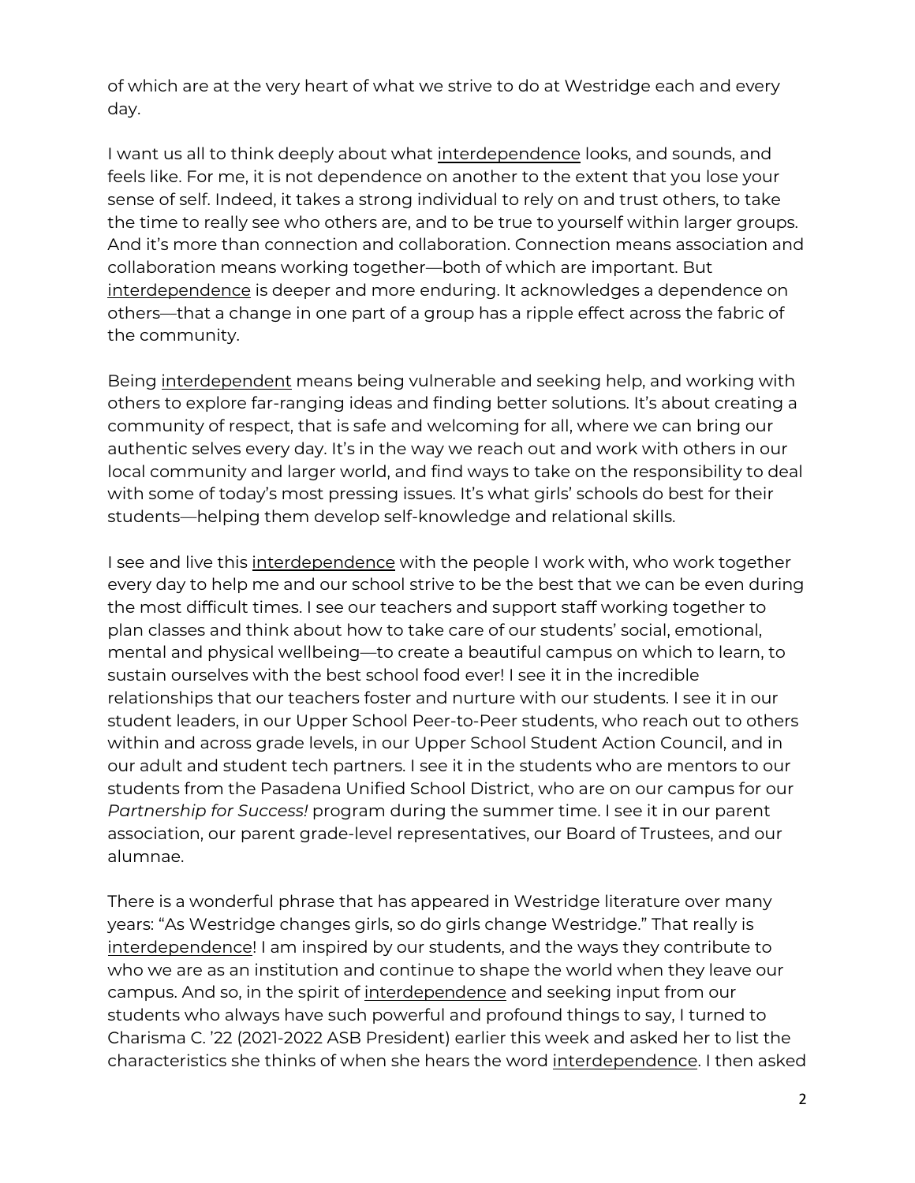of which are at the very heart of what we strive to do at Westridge each and every day.

I want us all to think deeply about what <u>interdependence</u> looks, and sounds, and feels like. For me, it is not dependence on another to the extent that you lose your sense of self. Indeed, it takes a strong individual to rely on and trust others, to take the time to really see who others are, and to be true to yourself within larger groups. And it's more than connection and collaboration. Connection means association and collaboration means working together—both of which are important. But <u>interdependence</u> is deeper and more enduring. It acknowledges a dependence on others—that a change in one part of a group has a ripple effect across the fabric of the community.

Being <u>interdependent</u> means being vulnerable and seeking help, and working with others to explore far-ranging ideas and finding better solutions. It's about creating a community of respect, that is safe and welcoming for all, where we can bring our authentic selves every day. It's in the way we reach out and work with others in our local community and larger world, and find ways to take on the responsibility to deal with some of today's most pressing issues. It's what girls' schools do best for their students—helping them develop self-knowledge and relational skills.

I see and live this <u>interdependence</u> with the people I work with, who work together every day to help me and our school strive to be the best that we can be even during the most difficult times. I see our teachers and support staff working together to plan classes and think about how to take care of our students' social, emotional, mental and physical wellbeing—to create a beautiful campus on which to learn, to sustain ourselves with the best school food ever! I see it in the incredible relationships that our teachers foster and nurture with our students. I see it in our student leaders, in our Upper School Peer-to-Peer students, who reach out to others within and across grade levels, in our Upper School Student Action Council, and in our adult and student tech partners. I see it in the students who are mentors to our students from the Pasadena Unified School District, who are on our campus for our *Partnership for Success!* program during the summer time. I see it in our parent association, our parent grade-level representatives, our Board of Trustees, and our alumnae.

There is a wonderful phrase that has appeared in Westridge literature over many years: "As Westridge changes girls, so do girls change Westridge." That really is <u>interdependence</u>! I am inspired by our students, and the ways they contribute to who we are as an institution and continue to shape the world when they leave our campus. And so, in the spirit of <u>interdependence</u> and seeking input from our students who always have such powerful and profound things to say, I turned to Charisma C. '22 (2021-2022 ASB President) earlier this week and asked her to list the characteristics she thinks of when she hears the word <u>interdependence</u>. I then asked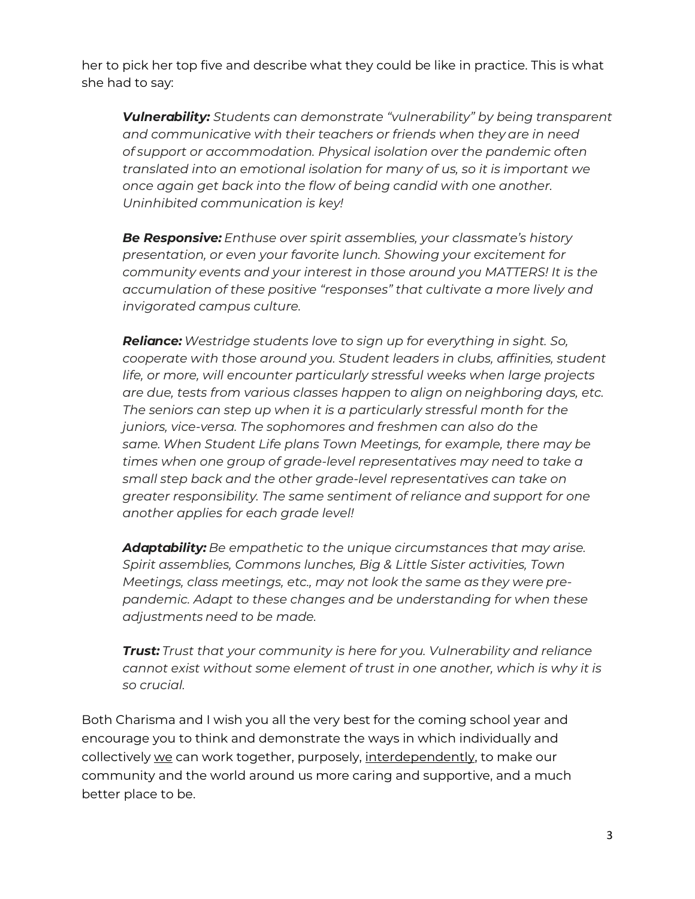her to pick her top five and describe what they could be like in practice. This is what she had to say:

> ***Vulnerability:*** *Students can demonstrate "vulnerability" by being transparent and communicative with their teachers or friends when they are in need of support or accommodation. Physical isolation over the pandemic often translated into an emotional isolation for many of us, so it is important we once again get back into the flow of being candid with one another. Uninhibited communication is key!*
>
> ***Be Responsive:*** *Enthuse over spirit assemblies, your classmate's history presentation, or even your favorite lunch. Showing your excitement for community events and your interest in those around you MATTERS! It is the accumulation of these positive "responses" that cultivate a more lively and invigorated campus culture.*
>
> ***Reliance:*** *Westridge students love to sign up for everything in sight. So, cooperate with those around you. Student leaders in clubs, affinities, student life, or more, will encounter particularly stressful weeks when large projects are due, tests from various classes happen to align on neighboring days, etc. The seniors can step up when it is a particularly stressful month for the juniors, vice-versa. The sophomores and freshmen can also do the same. When Student Life plans Town Meetings, for example, there may be times when one group of grade-level representatives may need to take a small step back and the other grade-level representatives can take on greater responsibility. The same sentiment of reliance and support for one another applies for each grade level!*
>
> ***Adaptability:*** *Be empathetic to the unique circumstances that may arise. Spirit assemblies, Commons lunches, Big & Little Sister activities, Town Meetings, class meetings, etc., may not look the same as they were pre-pandemic. Adapt to these changes and be understanding for when these adjustments need to be made.*
>
> ***Trust:*** *Trust that your community is here for you. Vulnerability and reliance cannot exist without some element of trust in one another, which is why it is so crucial.*

Both Charisma and I wish you all the very best for the coming school year and encourage you to think and demonstrate the ways in which individually and collectively <u>we</u> can work together, purposely, <u>interdependently</u>, to make our community and the world around us more caring and supportive, and a much better place to be.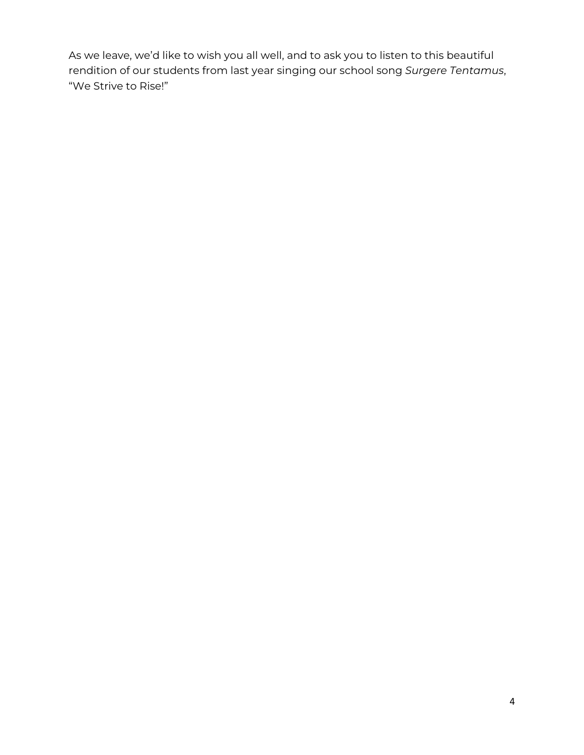As we leave, we'd like to wish you all well, and to ask you to listen to this beautiful rendition of our students from last year singing our school song *Surgere Tentamus*, "We Strive to Rise!"